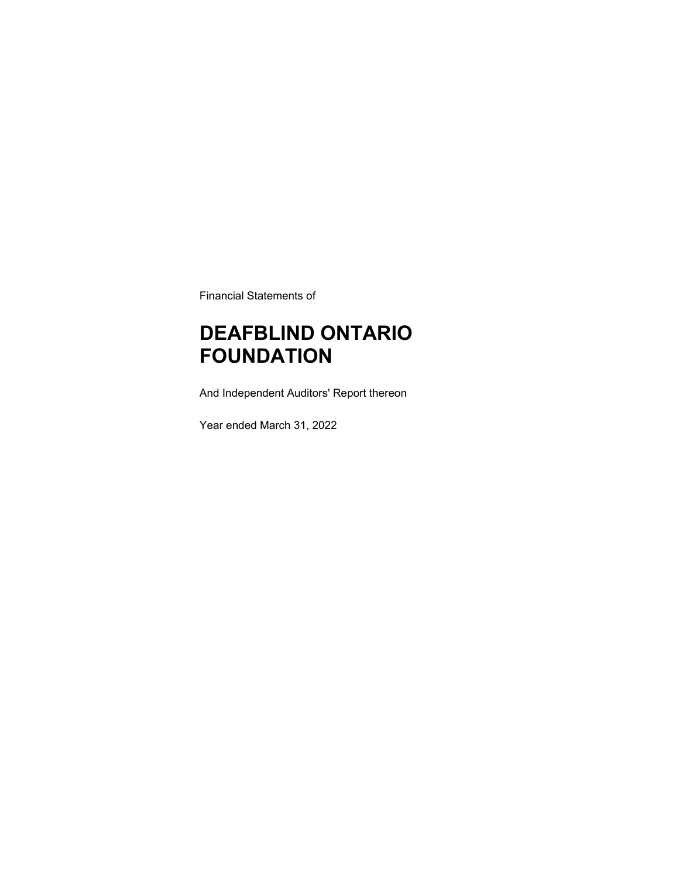Financial Statements of

# DEAFBLIND ONTARIO FOUNDATION

And Independent Auditors' Report thereon

Year ended March 31, 2022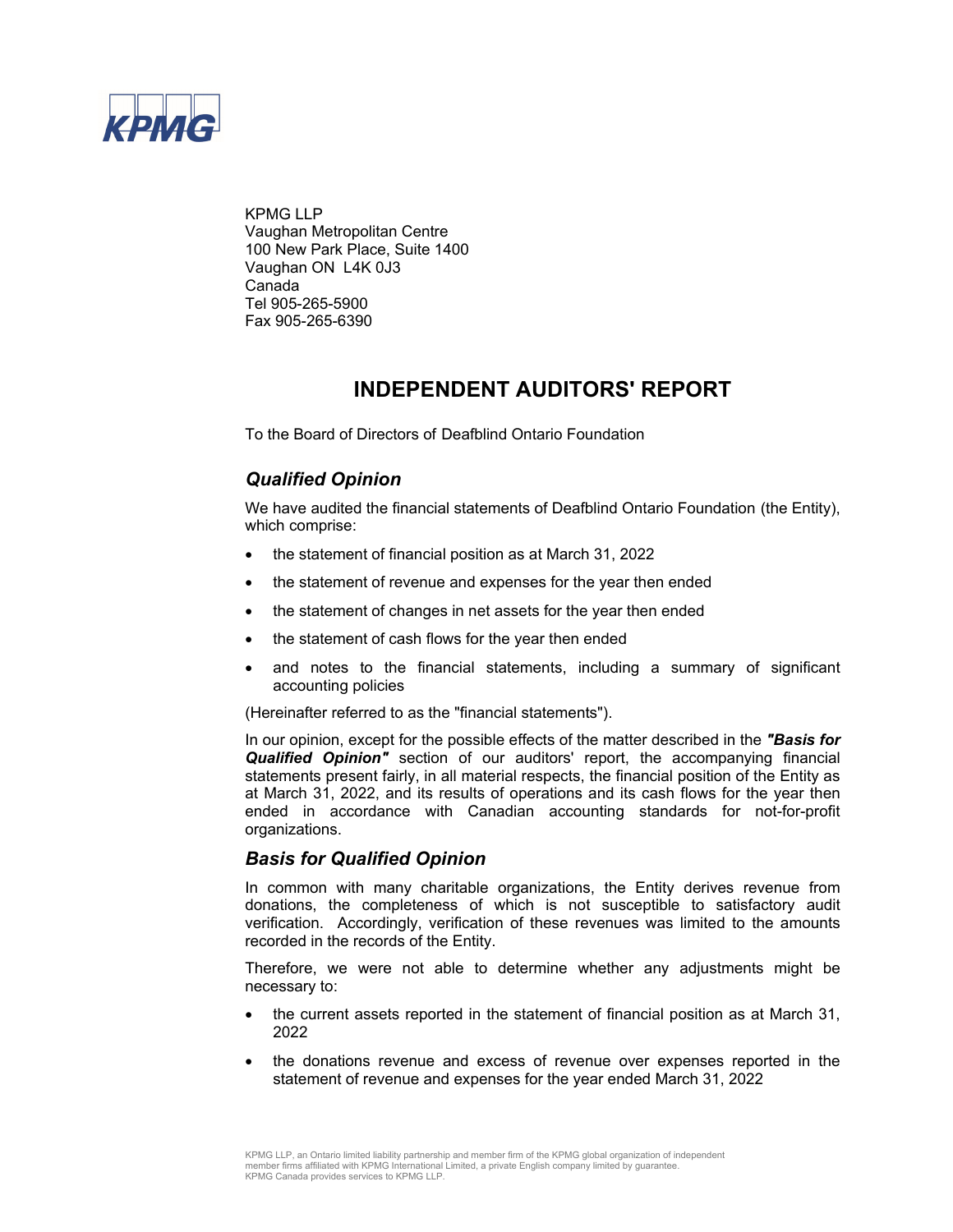KPMG LLP
Vaughan Metropolitan Centre
100 New Park Place, Suite 1400
Vaughan ON L4K 0J3
Canada
Tel 905-265-5900
Fax 905-265-6390

# INDEPENDENT AUDITORS' REPORT

To the Board of Directors of Deafblind Ontario Foundation

## *Qualified Opinion*

We have audited the financial statements of Deafblind Ontario Foundation (the Entity), which comprise:

- the statement of financial position as at March 31, 2022
- the statement of revenue and expenses for the year then ended
- the statement of changes in net assets for the year then ended
- the statement of cash flows for the year then ended
- and notes to the financial statements, including a summary of significant accounting policies

(Hereinafter referred to as the "financial statements").

In our opinion, except for the possible effects of the matter described in the ***"Basis for Qualified Opinion"*** section of our auditors' report, the accompanying financial statements present fairly, in all material respects, the financial position of the Entity as at March 31, 2022, and its results of operations and its cash flows for the year then ended in accordance with Canadian accounting standards for not-for-profit organizations.

## *Basis for Qualified Opinion*

In common with many charitable organizations, the Entity derives revenue from donations, the completeness of which is not susceptible to satisfactory audit verification. Accordingly, verification of these revenues was limited to the amounts recorded in the records of the Entity.

Therefore, we were not able to determine whether any adjustments might be necessary to:

- the current assets reported in the statement of financial position as at March 31, 2022
- the donations revenue and excess of revenue over expenses reported in the statement of revenue and expenses for the year ended March 31, 2022

KPMG LLP, an Ontario limited liability partnership and member firm of the KPMG global organization of independent member firms affiliated with KPMG International Limited, a private English company limited by guarantee.
KPMG Canada provides services to KPMG LLP.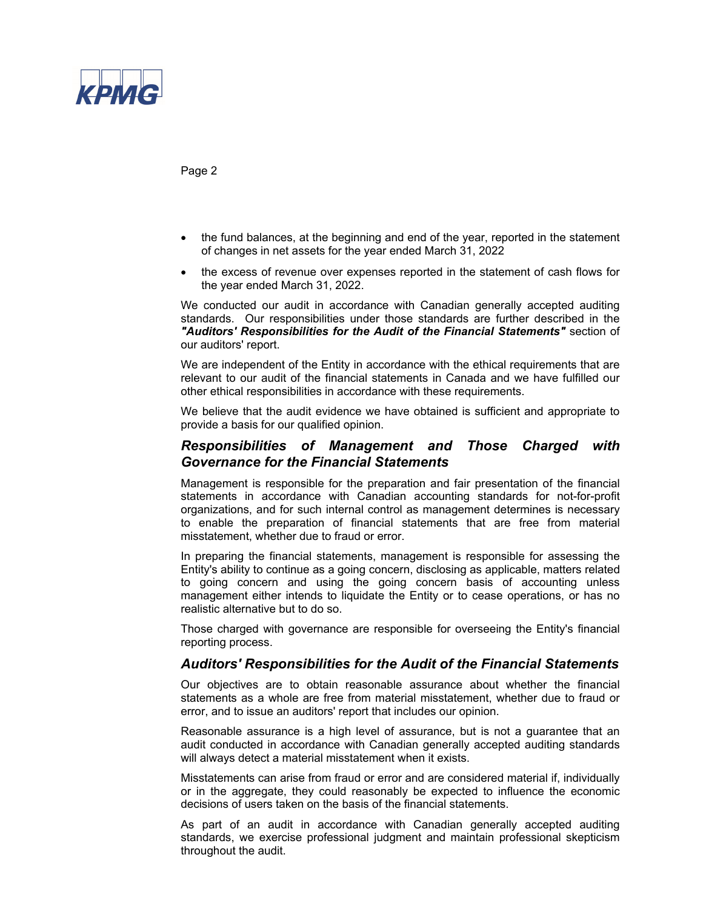- the fund balances, at the beginning and end of the year, reported in the statement of changes in net assets for the year ended March 31, 2022
- the excess of revenue over expenses reported in the statement of cash flows for the year ended March 31, 2022.

We conducted our audit in accordance with Canadian generally accepted auditing standards. Our responsibilities under those standards are further described in the ***"Auditors' Responsibilities for the Audit of the Financial Statements"*** section of our auditors' report.

We are independent of the Entity in accordance with the ethical requirements that are relevant to our audit of the financial statements in Canada and we have fulfilled our other ethical responsibilities in accordance with these requirements.

We believe that the audit evidence we have obtained is sufficient and appropriate to provide a basis for our qualified opinion.

## *Responsibilities of Management and Those Charged with Governance for the Financial Statements*

Management is responsible for the preparation and fair presentation of the financial statements in accordance with Canadian accounting standards for not-for-profit organizations, and for such internal control as management determines is necessary to enable the preparation of financial statements that are free from material misstatement, whether due to fraud or error.

In preparing the financial statements, management is responsible for assessing the Entity's ability to continue as a going concern, disclosing as applicable, matters related to going concern and using the going concern basis of accounting unless management either intends to liquidate the Entity or to cease operations, or has no realistic alternative but to do so.

Those charged with governance are responsible for overseeing the Entity's financial reporting process.

## *Auditors' Responsibilities for the Audit of the Financial Statements*

Our objectives are to obtain reasonable assurance about whether the financial statements as a whole are free from material misstatement, whether due to fraud or error, and to issue an auditors' report that includes our opinion.

Reasonable assurance is a high level of assurance, but is not a guarantee that an audit conducted in accordance with Canadian generally accepted auditing standards will always detect a material misstatement when it exists.

Misstatements can arise from fraud or error and are considered material if, individually or in the aggregate, they could reasonably be expected to influence the economic decisions of users taken on the basis of the financial statements.

As part of an audit in accordance with Canadian generally accepted auditing standards, we exercise professional judgment and maintain professional skepticism throughout the audit.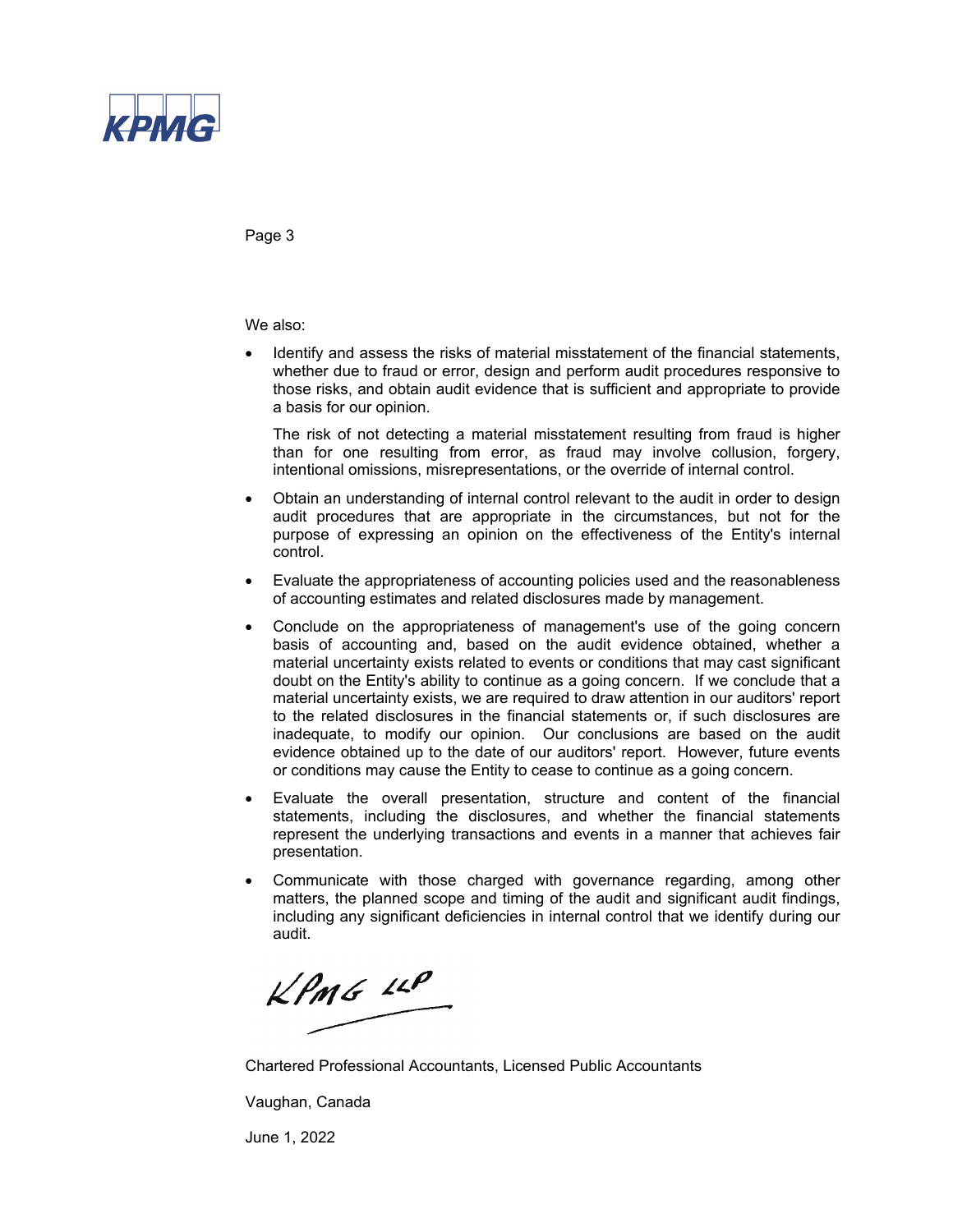We also:

- Identify and assess the risks of material misstatement of the financial statements, whether due to fraud or error, design and perform audit procedures responsive to those risks, and obtain audit evidence that is sufficient and appropriate to provide a basis for our opinion.

  The risk of not detecting a material misstatement resulting from fraud is higher than for one resulting from error, as fraud may involve collusion, forgery, intentional omissions, misrepresentations, or the override of internal control.

- Obtain an understanding of internal control relevant to the audit in order to design audit procedures that are appropriate in the circumstances, but not for the purpose of expressing an opinion on the effectiveness of the Entity's internal control.

- Evaluate the appropriateness of accounting policies used and the reasonableness of accounting estimates and related disclosures made by management.

- Conclude on the appropriateness of management's use of the going concern basis of accounting and, based on the audit evidence obtained, whether a material uncertainty exists related to events or conditions that may cast significant doubt on the Entity's ability to continue as a going concern. If we conclude that a material uncertainty exists, we are required to draw attention in our auditors' report to the related disclosures in the financial statements or, if such disclosures are inadequate, to modify our opinion. Our conclusions are based on the audit evidence obtained up to the date of our auditors' report. However, future events or conditions may cause the Entity to cease to continue as a going concern.

- Evaluate the overall presentation, structure and content of the financial statements, including the disclosures, and whether the financial statements represent the underlying transactions and events in a manner that achieves fair presentation.

- Communicate with those charged with governance regarding, among other matters, the planned scope and timing of the audit and significant audit findings, including any significant deficiencies in internal control that we identify during our audit.

KPMG LLP

Chartered Professional Accountants, Licensed Public Accountants

Vaughan, Canada

June 1, 2022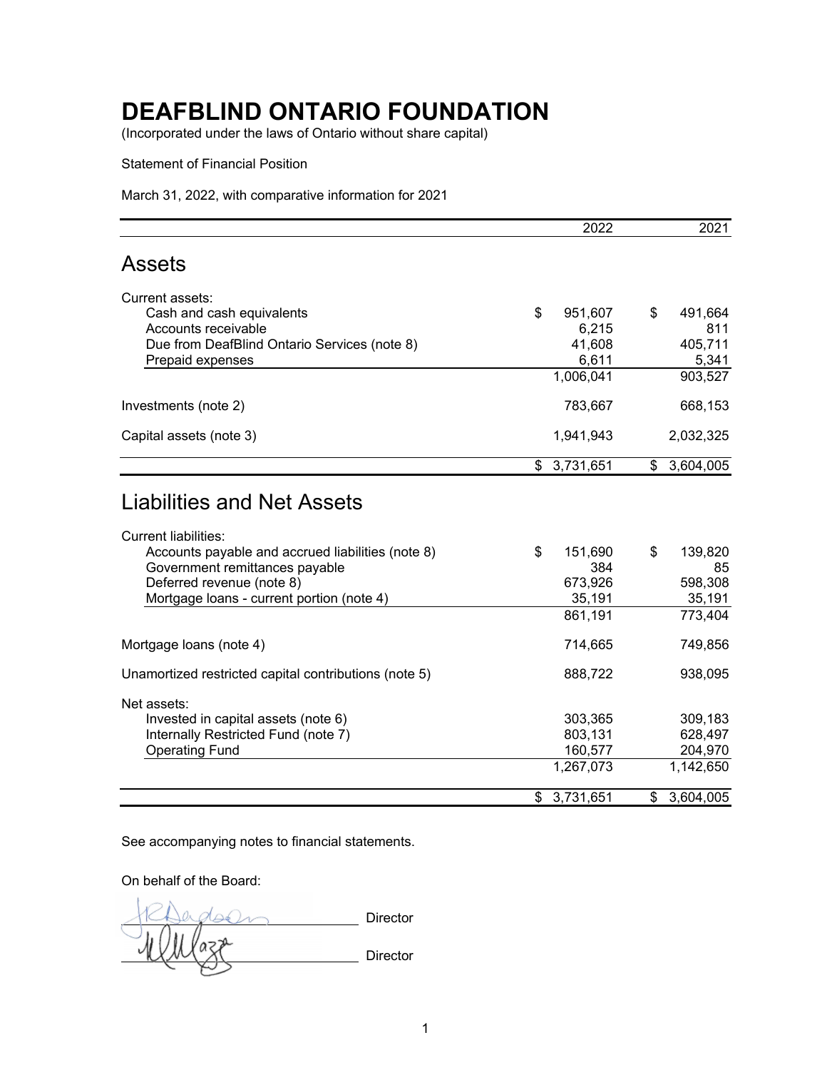# DEAFBLIND ONTARIO FOUNDATION

(Incorporated under the laws of Ontario without share capital)

Statement of Financial Position

March 31, 2022, with comparative information for 2021

| | 2022 | 2021 |
|---|---|---|
| **Assets** | | |
| Current assets: | | |
| Cash and cash equivalents | $ 951,607 | $ 491,664 |
| Accounts receivable | 6,215 | 811 |
| Due from DeafBlind Ontario Services (note 8) | 41,608 | 405,711 |
| Prepaid expenses | 6,611 | 5,341 |
| | 1,006,041 | 903,527 |
| Investments (note 2) | 783,667 | 668,153 |
| Capital assets (note 3) | 1,941,943 | 2,032,325 |
| | $ 3,731,651 | $ 3,604,005 |
| **Liabilities and Net Assets** | | |
| Current liabilities: | | |
| Accounts payable and accrued liabilities (note 8) | $ 151,690 | $ 139,820 |
| Government remittances payable | 384 | 85 |
| Deferred revenue (note 8) | 673,926 | 598,308 |
| Mortgage loans - current portion (note 4) | 35,191 | 35,191 |
| | 861,191 | 773,404 |
| Mortgage loans (note 4) | 714,665 | 749,856 |
| Unamortized restricted capital contributions (note 5) | 888,722 | 938,095 |
| Net assets: | | |
| Invested in capital assets (note 6) | 303,365 | 309,183 |
| Internally Restricted Fund (note 7) | 803,131 | 628,497 |
| Operating Fund | 160,577 | 204,970 |
| | 1,267,073 | 1,142,650 |
| | $ 3,731,651 | $ 3,604,005 |

See accompanying notes to financial statements.

On behalf of the Board:

_______________ Director

_______________ Director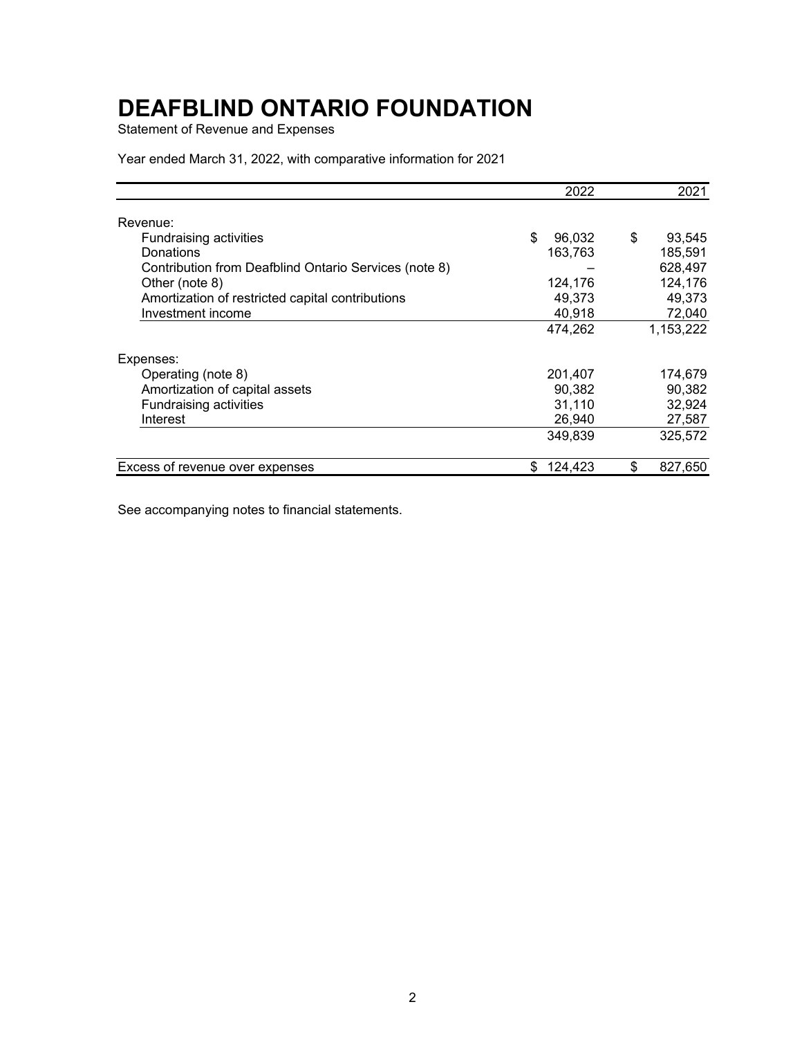# DEAFBLIND ONTARIO FOUNDATION

Statement of Revenue and Expenses

Year ended March 31, 2022, with comparative information for 2021

| | 2022 | 2021 |
|---|---|---|
| Revenue: | | |
| Fundraising activities | $ 96,032 | $ 93,545 |
| Donations | 163,763 | 185,591 |
| Contribution from Deafblind Ontario Services (note 8) | – | 628,497 |
| Other (note 8) | 124,176 | 124,176 |
| Amortization of restricted capital contributions | 49,373 | 49,373 |
| Investment income | 40,918 | 72,040 |
| | 474,262 | 1,153,222 |
| Expenses: | | |
| Operating (note 8) | 201,407 | 174,679 |
| Amortization of capital assets | 90,382 | 90,382 |
| Fundraising activities | 31,110 | 32,924 |
| Interest | 26,940 | 27,587 |
| | 349,839 | 325,572 |
| Excess of revenue over expenses | $ 124,423 | $ 827,650 |

See accompanying notes to financial statements.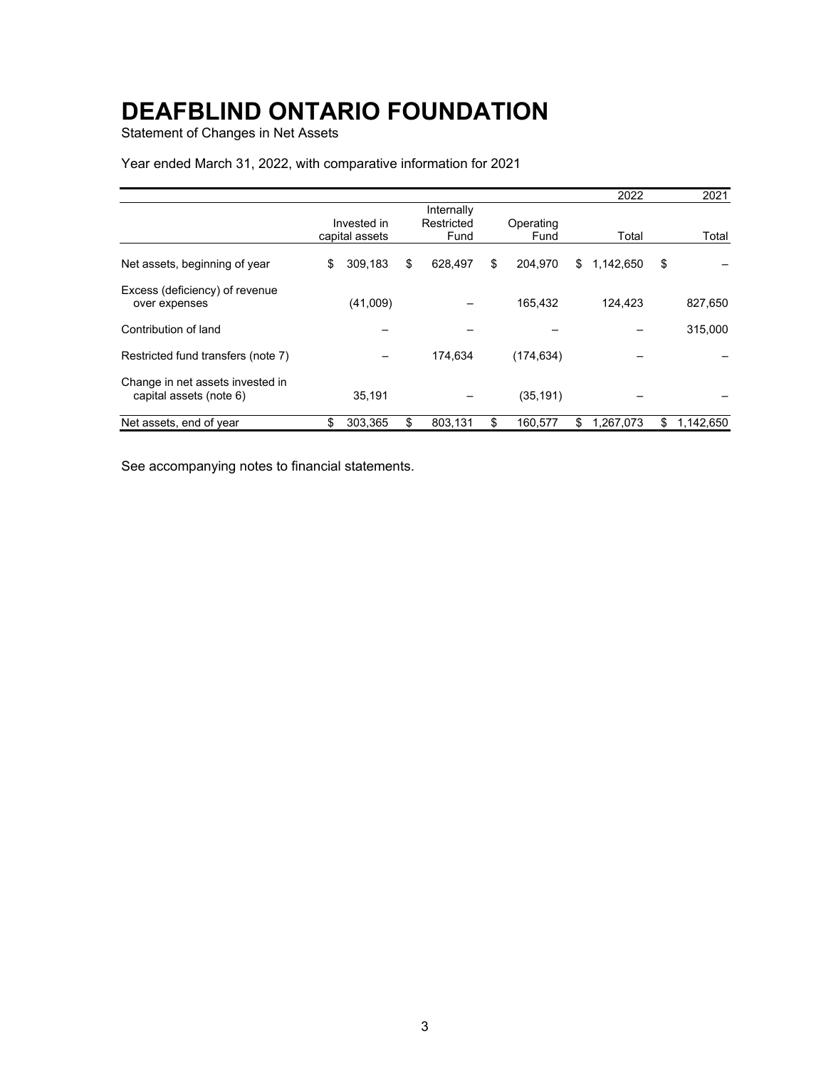# DEAFBLIND ONTARIO FOUNDATION

Statement of Changes in Net Assets

Year ended March 31, 2022, with comparative information for 2021

| | | | | 2022 | 2021 |
|---|---|---|---|---|---|
| | Invested in capital assets | Internally Restricted Fund | Operating Fund | Total | Total |
| Net assets, beginning of year | $ 309,183 | $ 628,497 | $ 204,970 | $ 1,142,650 | $ – |
| Excess (deficiency) of revenue over expenses | (41,009) | – | 165,432 | 124,423 | 827,650 |
| Contribution of land | – | – | – | – | 315,000 |
| Restricted fund transfers (note 7) | – | 174,634 | (174,634) | – | – |
| Change in net assets invested in capital assets (note 6) | 35,191 | – | (35,191) | – | – |
| Net assets, end of year | $ 303,365 | $ 803,131 | $ 160,577 | $ 1,267,073 | $ 1,142,650 |

See accompanying notes to financial statements.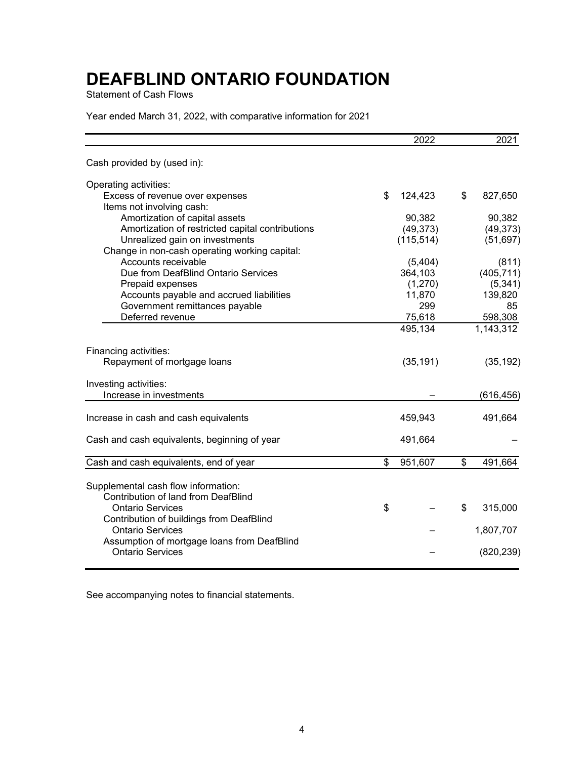# DEAFBLIND ONTARIO FOUNDATION

Statement of Cash Flows

Year ended March 31, 2022, with comparative information for 2021

| | 2022 | 2021 |
|---|---|---|
| Cash provided by (used in): | | |
| Operating activities: | | |
| Excess of revenue over expenses | $ 124,423 | $ 827,650 |
| Items not involving cash: | | |
| Amortization of capital assets | 90,382 | 90,382 |
| Amortization of restricted capital contributions | (49,373) | (49,373) |
| Unrealized gain on investments | (115,514) | (51,697) |
| Change in non-cash operating working capital: | | |
| Accounts receivable | (5,404) | (811) |
| Due from DeafBlind Ontario Services | 364,103 | (405,711) |
| Prepaid expenses | (1,270) | (5,341) |
| Accounts payable and accrued liabilities | 11,870 | 139,820 |
| Government remittances payable | 299 | 85 |
| Deferred revenue | 75,618 | 598,308 |
| | 495,134 | 1,143,312 |
| Financing activities: | | |
| Repayment of mortgage loans | (35,191) | (35,192) |
| Investing activities: | | |
| Increase in investments | – | (616,456) |
| Increase in cash and cash equivalents | 459,943 | 491,664 |
| Cash and cash equivalents, beginning of year | 491,664 | – |
| Cash and cash equivalents, end of year | $ 951,607 | $ 491,664 |
| Supplemental cash flow information: | | |
| Contribution of land from DeafBlind Ontario Services | $ – | $ 315,000 |
| Contribution of buildings from DeafBlind Ontario Services | – | 1,807,707 |
| Assumption of mortgage loans from DeafBlind Ontario Services | – | (820,239) |

See accompanying notes to financial statements.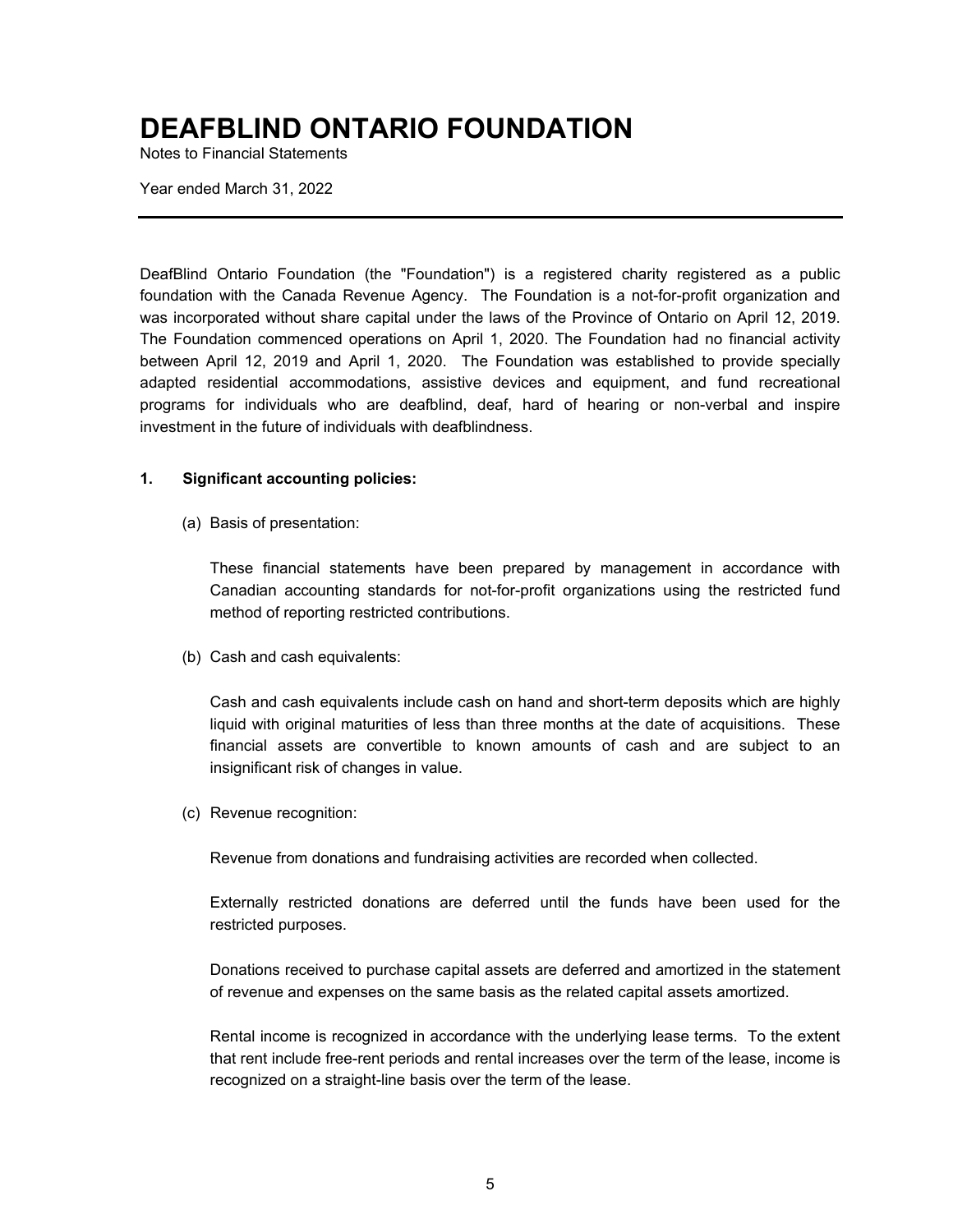# DEAFBLIND ONTARIO FOUNDATION

Notes to Financial Statements

Year ended March 31, 2022

DeafBlind Ontario Foundation (the "Foundation") is a registered charity registered as a public foundation with the Canada Revenue Agency. The Foundation is a not-for-profit organization and was incorporated without share capital under the laws of the Province of Ontario on April 12, 2019. The Foundation commenced operations on April 1, 2020. The Foundation had no financial activity between April 12, 2019 and April 1, 2020. The Foundation was established to provide specially adapted residential accommodations, assistive devices and equipment, and fund recreational programs for individuals who are deafblind, deaf, hard of hearing or non-verbal and inspire investment in the future of individuals with deafblindness.

**1. Significant accounting policies:**

(a) Basis of presentation:

These financial statements have been prepared by management in accordance with Canadian accounting standards for not-for-profit organizations using the restricted fund method of reporting restricted contributions.

(b) Cash and cash equivalents:

Cash and cash equivalents include cash on hand and short-term deposits which are highly liquid with original maturities of less than three months at the date of acquisitions. These financial assets are convertible to known amounts of cash and are subject to an insignificant risk of changes in value.

(c) Revenue recognition:

Revenue from donations and fundraising activities are recorded when collected.

Externally restricted donations are deferred until the funds have been used for the restricted purposes.

Donations received to purchase capital assets are deferred and amortized in the statement of revenue and expenses on the same basis as the related capital assets amortized.

Rental income is recognized in accordance with the underlying lease terms. To the extent that rent include free-rent periods and rental increases over the term of the lease, income is recognized on a straight-line basis over the term of the lease.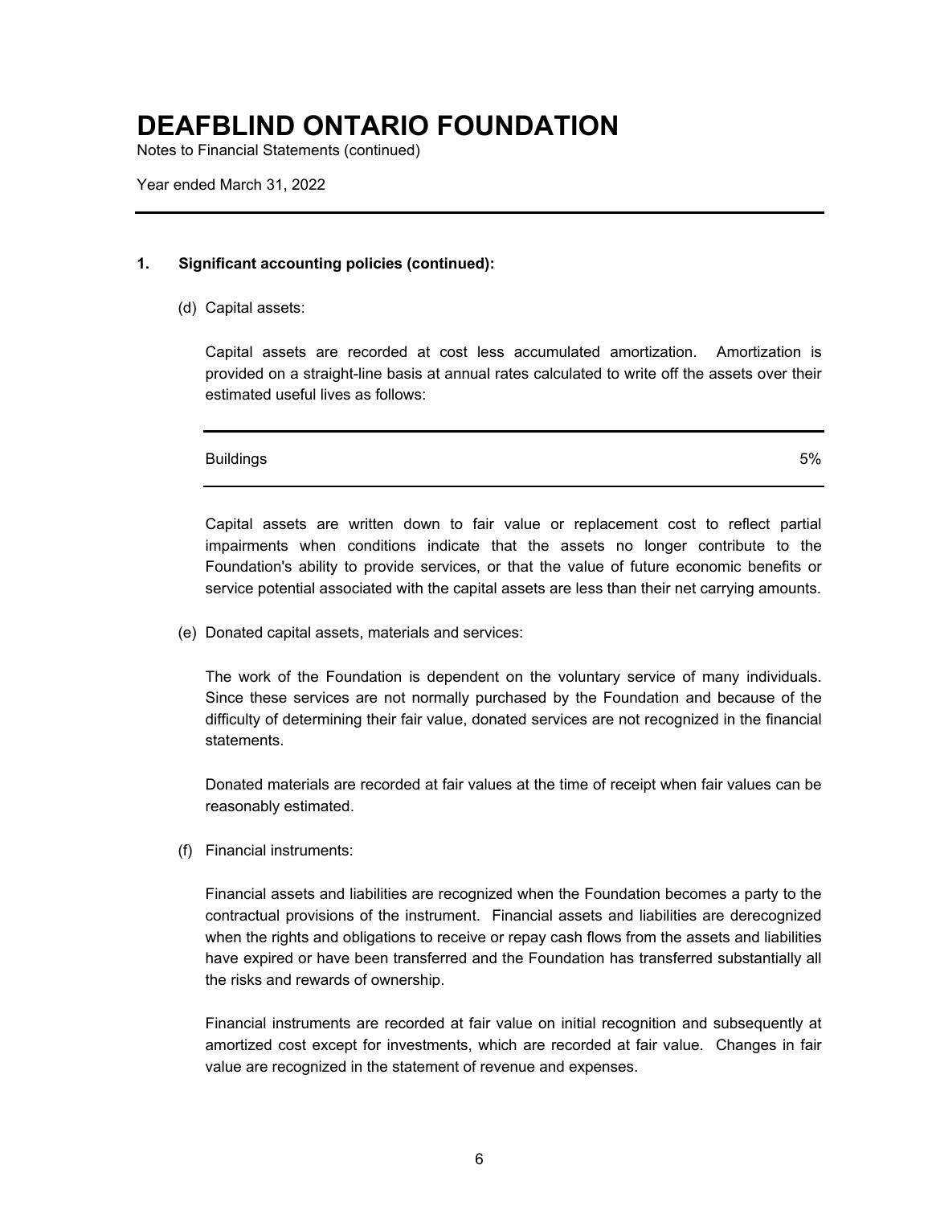# DEAFBLIND ONTARIO FOUNDATION

Notes to Financial Statements (continued)

Year ended March 31, 2022

---

**1. Significant accounting policies (continued):**

(d) Capital assets:

Capital assets are recorded at cost less accumulated amortization. Amortization is provided on a straight-line basis at annual rates calculated to write off the assets over their estimated useful lives as follows:

| | |
|---|---|
| Buildings | 5% |

Capital assets are written down to fair value or replacement cost to reflect partial impairments when conditions indicate that the assets no longer contribute to the Foundation's ability to provide services, or that the value of future economic benefits or service potential associated with the capital assets are less than their net carrying amounts.

(e) Donated capital assets, materials and services:

The work of the Foundation is dependent on the voluntary service of many individuals. Since these services are not normally purchased by the Foundation and because of the difficulty of determining their fair value, donated services are not recognized in the financial statements.

Donated materials are recorded at fair values at the time of receipt when fair values can be reasonably estimated.

(f) Financial instruments:

Financial assets and liabilities are recognized when the Foundation becomes a party to the contractual provisions of the instrument. Financial assets and liabilities are derecognized when the rights and obligations to receive or repay cash flows from the assets and liabilities have expired or have been transferred and the Foundation has transferred substantially all the risks and rewards of ownership.

Financial instruments are recorded at fair value on initial recognition and subsequently at amortized cost except for investments, which are recorded at fair value. Changes in fair value are recognized in the statement of revenue and expenses.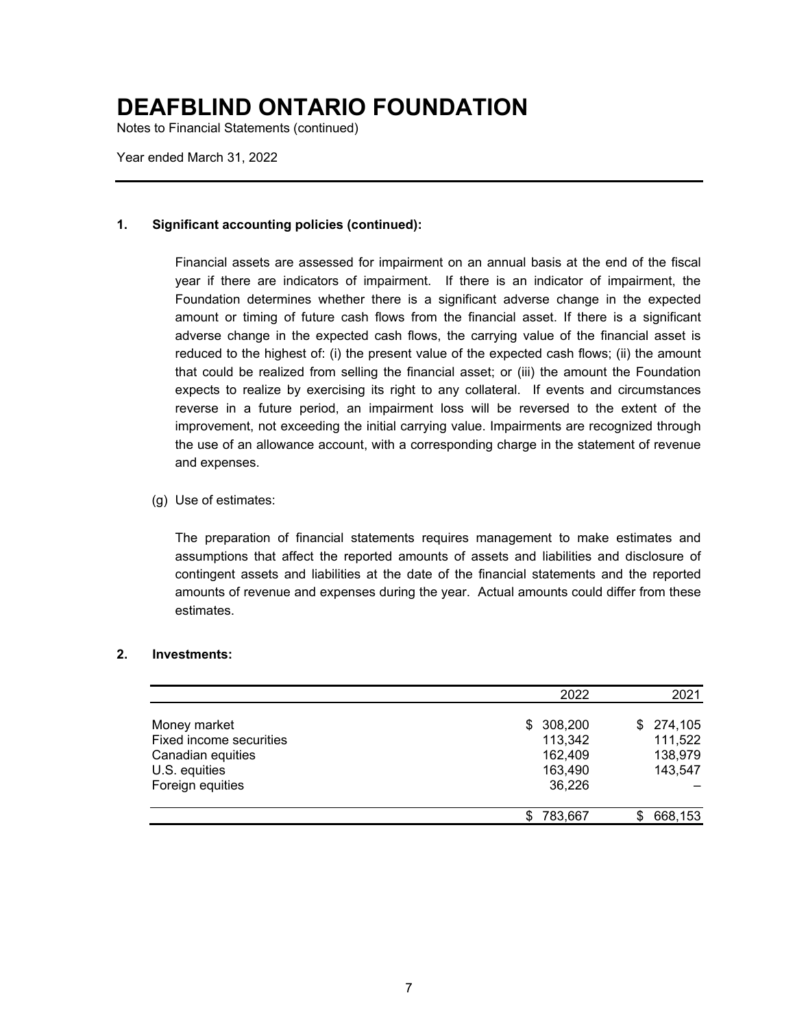# DEAFBLIND ONTARIO FOUNDATION

Notes to Financial Statements (continued)

Year ended March 31, 2022

## 1. Significant accounting policies (continued):

Financial assets are assessed for impairment on an annual basis at the end of the fiscal year if there are indicators of impairment. If there is an indicator of impairment, the Foundation determines whether there is a significant adverse change in the expected amount or timing of future cash flows from the financial asset. If there is a significant adverse change in the expected cash flows, the carrying value of the financial asset is reduced to the highest of: (i) the present value of the expected cash flows; (ii) the amount that could be realized from selling the financial asset; or (iii) the amount the Foundation expects to realize by exercising its right to any collateral. If events and circumstances reverse in a future period, an impairment loss will be reversed to the extent of the improvement, not exceeding the initial carrying value. Impairments are recognized through the use of an allowance account, with a corresponding charge in the statement of revenue and expenses.

(g) Use of estimates:

The preparation of financial statements requires management to make estimates and assumptions that affect the reported amounts of assets and liabilities and disclosure of contingent assets and liabilities at the date of the financial statements and the reported amounts of revenue and expenses during the year. Actual amounts could differ from these estimates.

## 2. Investments:

| | 2022 | 2021 |
|---|---|---|
| Money market | $ 308,200 | $ 274,105 |
| Fixed income securities | 113,342 | 111,522 |
| Canadian equities | 162,409 | 138,979 |
| U.S. equities | 163,490 | 143,547 |
| Foreign equities | 36,226 | – |
| | $ 783,667 | $ 668,153 |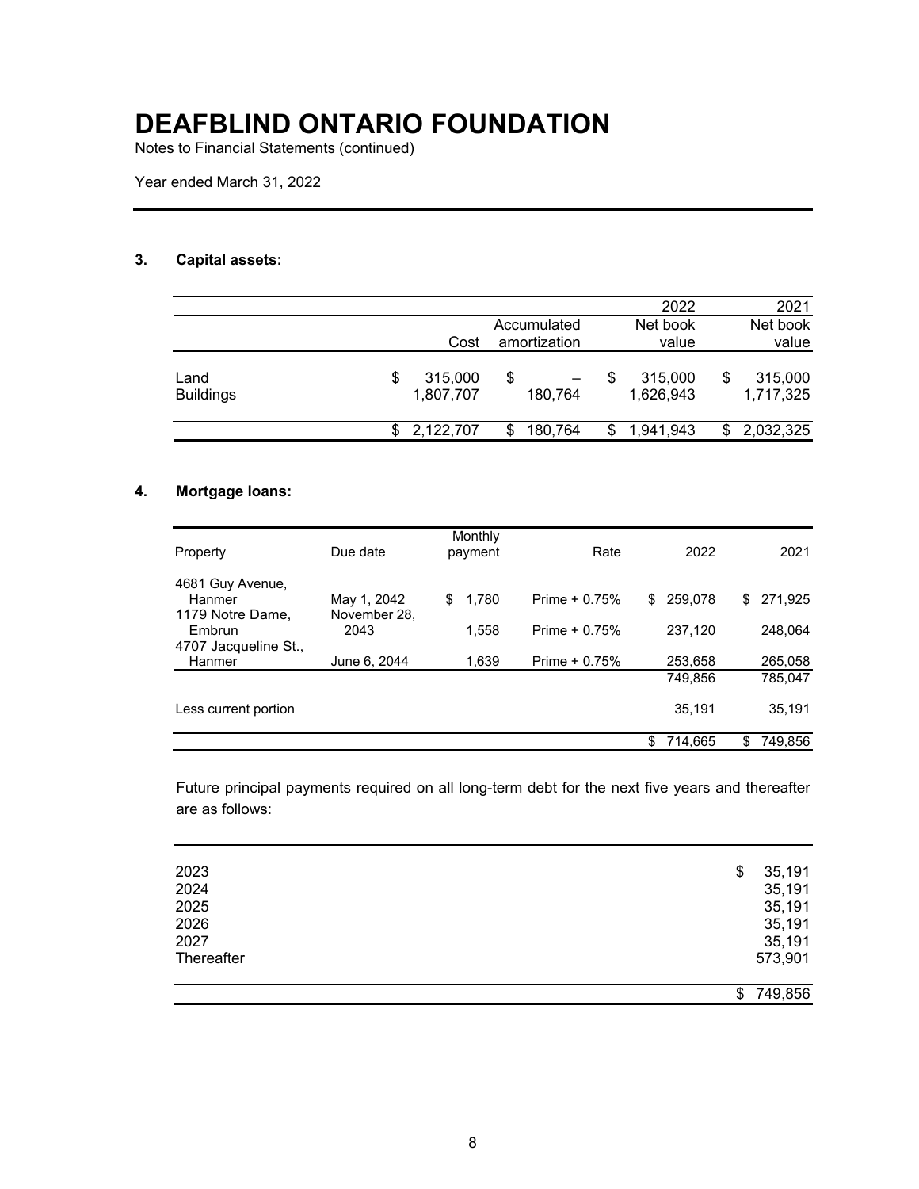# DEAFBLIND ONTARIO FOUNDATION

Notes to Financial Statements (continued)

Year ended March 31, 2022

### 3. Capital assets:

| | Cost | Accumulated amortization | 2022 Net book value | 2021 Net book value |
|---|---|---|---|---|
| Land | $ 315,000 | $ – | $ 315,000 | $ 315,000 |
| Buildings | 1,807,707 | 180,764 | 1,626,943 | 1,717,325 |
| | $ 2,122,707 | $ 180,764 | $ 1,941,943 | $ 2,032,325 |

### 4. Mortgage loans:

| Property | Due date | Monthly payment | Rate | 2022 | 2021 |
|---|---|---|---|---|---|
| 4681 Guy Avenue, Hanmer | May 1, 2042 | $ 1,780 | Prime + 0.75% | $ 259,078 | $ 271,925 |
| 1179 Notre Dame, Embrun | November 28, 2043 | 1,558 | Prime + 0.75% | 237,120 | 248,064 |
| 4707 Jacqueline St., Hanmer | June 6, 2044 | 1,639 | Prime + 0.75% | 253,658 | 265,058 |
| | | | | 749,856 | 785,047 |
| Less current portion | | | | 35,191 | 35,191 |
| | | | | $ 714,665 | $ 749,856 |

Future principal payments required on all long-term debt for the next five years and thereafter are as follows:

| | |
|---|---|
| 2023 | $ 35,191 |
| 2024 | 35,191 |
| 2025 | 35,191 |
| 2026 | 35,191 |
| 2027 | 35,191 |
| Thereafter | 573,901 |
| | $ 749,856 |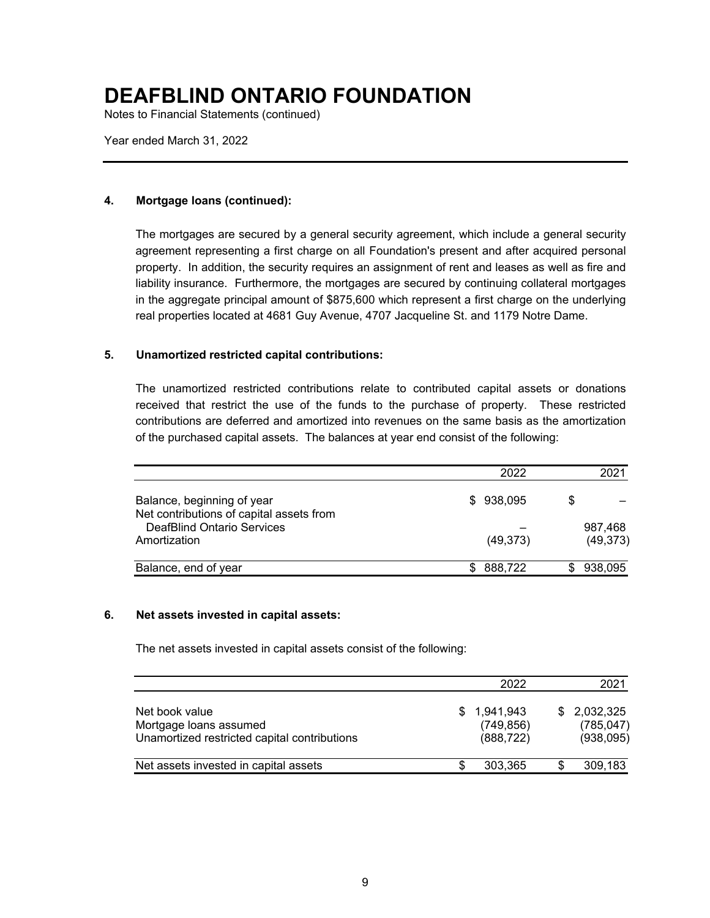# DEAFBLIND ONTARIO FOUNDATION

Notes to Financial Statements (continued)

Year ended March 31, 2022

### 4. Mortgage loans (continued):

The mortgages are secured by a general security agreement, which include a general security agreement representing a first charge on all Foundation's present and after acquired personal property. In addition, the security requires an assignment of rent and leases as well as fire and liability insurance. Furthermore, the mortgages are secured by continuing collateral mortgages in the aggregate principal amount of $875,600 which represent a first charge on the underlying real properties located at 4681 Guy Avenue, 4707 Jacqueline St. and 1179 Notre Dame.

### 5. Unamortized restricted capital contributions:

The unamortized restricted contributions relate to contributed capital assets or donations received that restrict the use of the funds to the purchase of property. These restricted contributions are deferred and amortized into revenues on the same basis as the amortization of the purchased capital assets. The balances at year end consist of the following:

| | 2022 | 2021 |
|---|---|---|
| Balance, beginning of year | $ 938,095 | $ – |
| Net contributions of capital assets from DeafBlind Ontario Services | – | 987,468 |
| Amortization | (49,373) | (49,373) |
| Balance, end of year | $ 888,722 | $ 938,095 |

### 6. Net assets invested in capital assets:

The net assets invested in capital assets consist of the following:

| | 2022 | 2021 |
|---|---|---|
| Net book value | $ 1,941,943 | $ 2,032,325 |
| Mortgage loans assumed | (749,856) | (785,047) |
| Unamortized restricted capital contributions | (888,722) | (938,095) |
| Net assets invested in capital assets | $ 303,365 | $ 309,183 |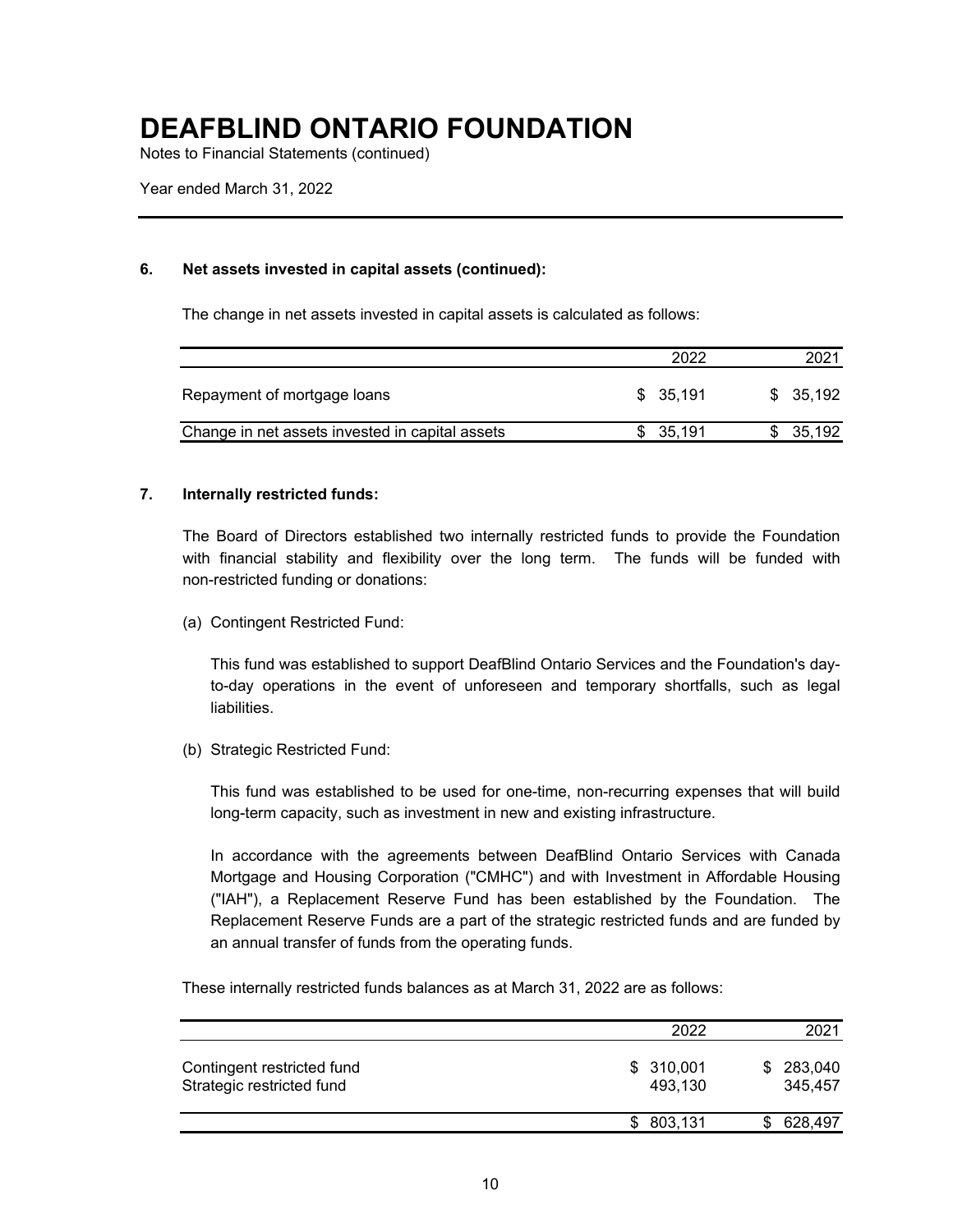# DEAFBLIND ONTARIO FOUNDATION

Notes to Financial Statements (continued)

Year ended March 31, 2022

## 6. Net assets invested in capital assets (continued):

The change in net assets invested in capital assets is calculated as follows:

| | 2022 | 2021 |
|---|---|---|
| Repayment of mortgage loans | $ 35,191 | $ 35,192 |
| Change in net assets invested in capital assets | $ 35,191 | $ 35,192 |

## 7. Internally restricted funds:

The Board of Directors established two internally restricted funds to provide the Foundation with financial stability and flexibility over the long term. The funds will be funded with non-restricted funding or donations:

(a) Contingent Restricted Fund:

This fund was established to support DeafBlind Ontario Services and the Foundation's day-to-day operations in the event of unforeseen and temporary shortfalls, such as legal liabilities.

(b) Strategic Restricted Fund:

This fund was established to be used for one-time, non-recurring expenses that will build long-term capacity, such as investment in new and existing infrastructure.

In accordance with the agreements between DeafBlind Ontario Services with Canada Mortgage and Housing Corporation ("CMHC") and with Investment in Affordable Housing ("IAH"), a Replacement Reserve Fund has been established by the Foundation. The Replacement Reserve Funds are a part of the strategic restricted funds and are funded by an annual transfer of funds from the operating funds.

These internally restricted funds balances as at March 31, 2022 are as follows:

| | 2022 | 2021 |
|---|---|---|
| Contingent restricted fund | $ 310,001 | $ 283,040 |
| Strategic restricted fund | 493,130 | 345,457 |
| | $ 803,131 | $ 628,497 |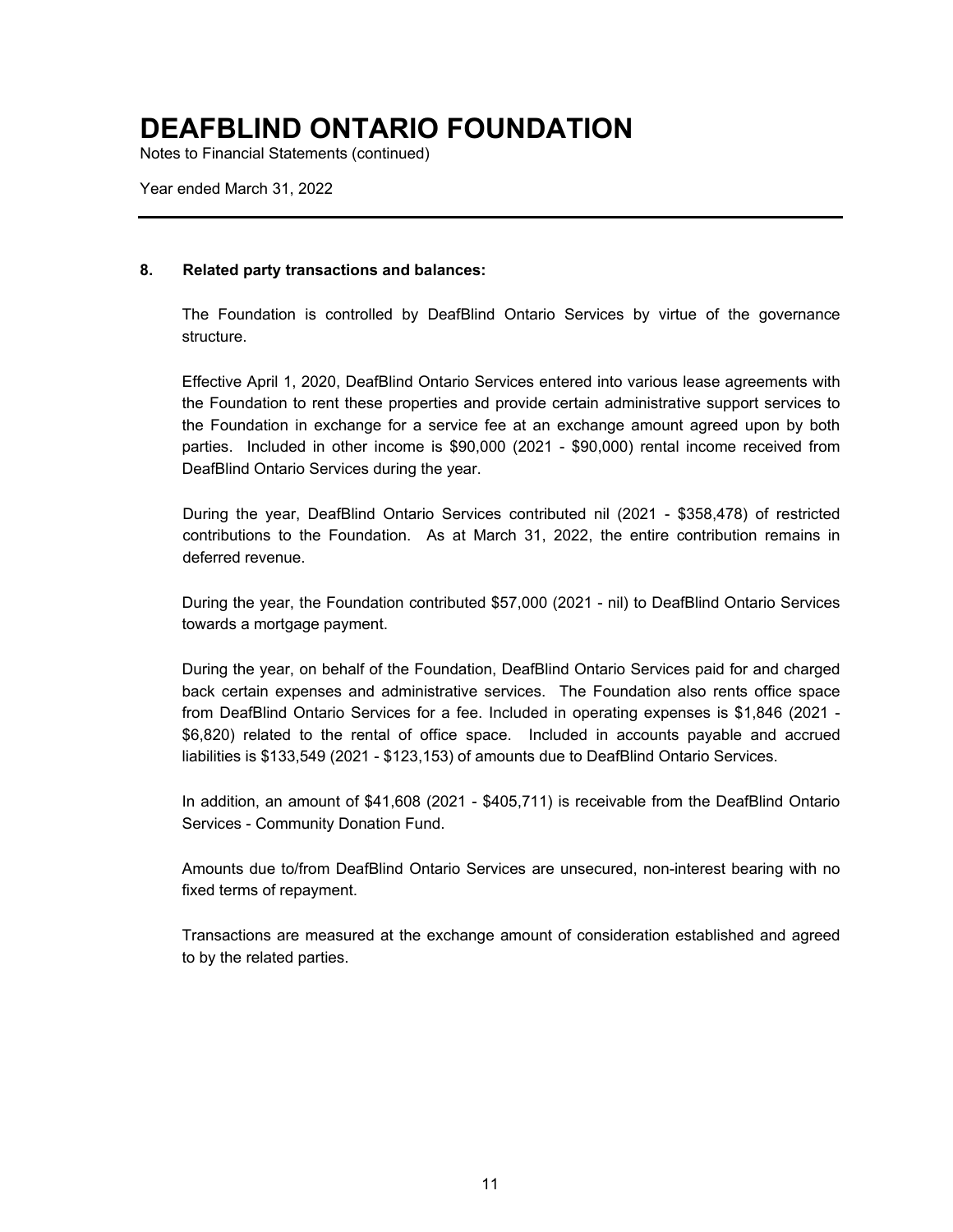# DEAFBLIND ONTARIO FOUNDATION

Notes to Financial Statements (continued)

Year ended March 31, 2022

## 8. Related party transactions and balances:

The Foundation is controlled by DeafBlind Ontario Services by virtue of the governance structure.

Effective April 1, 2020, DeafBlind Ontario Services entered into various lease agreements with the Foundation to rent these properties and provide certain administrative support services to the Foundation in exchange for a service fee at an exchange amount agreed upon by both parties. Included in other income is $90,000 (2021 - $90,000) rental income received from DeafBlind Ontario Services during the year.

During the year, DeafBlind Ontario Services contributed nil (2021 - $358,478) of restricted contributions to the Foundation. As at March 31, 2022, the entire contribution remains in deferred revenue.

During the year, the Foundation contributed $57,000 (2021 - nil) to DeafBlind Ontario Services towards a mortgage payment.

During the year, on behalf of the Foundation, DeafBlind Ontario Services paid for and charged back certain expenses and administrative services. The Foundation also rents office space from DeafBlind Ontario Services for a fee. Included in operating expenses is $1,846 (2021 - $6,820) related to the rental of office space. Included in accounts payable and accrued liabilities is $133,549 (2021 - $123,153) of amounts due to DeafBlind Ontario Services.

In addition, an amount of $41,608 (2021 - $405,711) is receivable from the DeafBlind Ontario Services - Community Donation Fund.

Amounts due to/from DeafBlind Ontario Services are unsecured, non-interest bearing with no fixed terms of repayment.

Transactions are measured at the exchange amount of consideration established and agreed to by the related parties.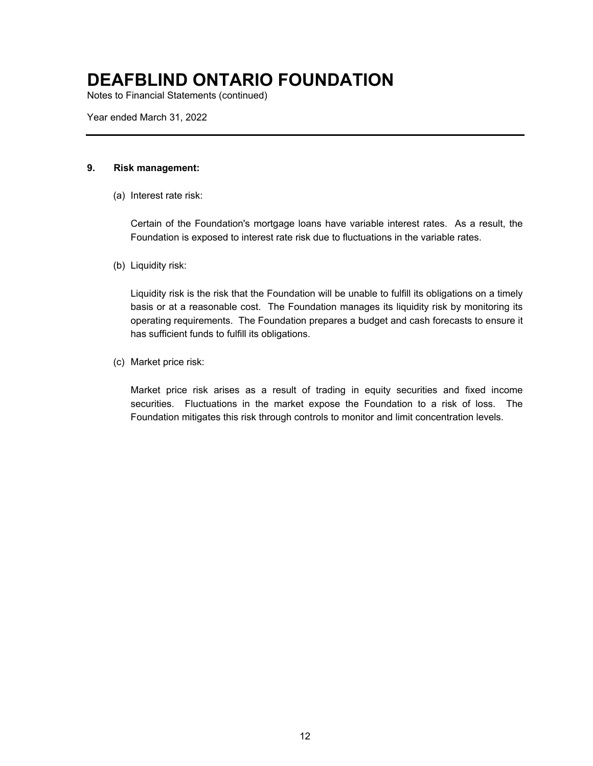# DEAFBLIND ONTARIO FOUNDATION

Notes to Financial Statements (continued)

Year ended March 31, 2022

---

**9. Risk management:**

(a) Interest rate risk:

Certain of the Foundation's mortgage loans have variable interest rates. As a result, the Foundation is exposed to interest rate risk due to fluctuations in the variable rates.

(b) Liquidity risk:

Liquidity risk is the risk that the Foundation will be unable to fulfill its obligations on a timely basis or at a reasonable cost. The Foundation manages its liquidity risk by monitoring its operating requirements. The Foundation prepares a budget and cash forecasts to ensure it has sufficient funds to fulfill its obligations.

(c) Market price risk:

Market price risk arises as a result of trading in equity securities and fixed income securities. Fluctuations in the market expose the Foundation to a risk of loss. The Foundation mitigates this risk through controls to monitor and limit concentration levels.